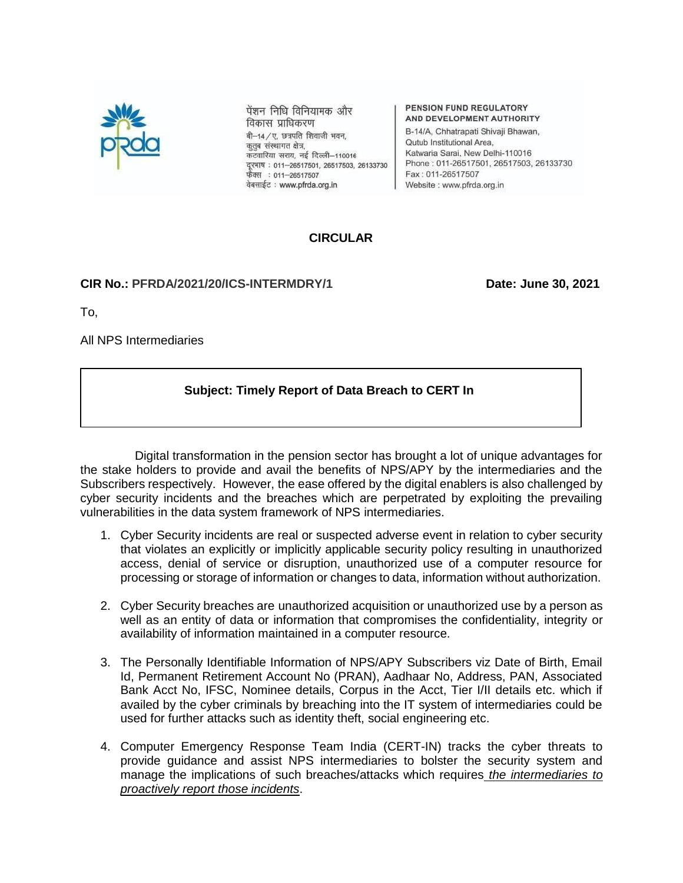पेंशन निधि विनियामक और विकास प्राधिकरण
बी–14/ए, छत्रपति शिवाजी भवन,
कुतुब संस्थागत क्षेत्र,
कटवारिया सराय, नई दिल्ली–110016
दूरभाष : 011–26517501, 26517503, 26133730
फैक्स : 011–26517507
वेबसाईट : www.pfrda.org.in

**PENSION FUND REGULATORY AND DEVELOPMENT AUTHORITY**
B-14/A, Chhatrapati Shivaji Bhawan,
Qutub Institutional Area,
Katwaria Sarai, New Delhi-110016
Phone : 011-26517501, 26517503, 26133730
Fax : 011-26517507
Website : www.pfrda.org.in

# CIRCULAR

**CIR No.: PFRDA/2021/20/ICS-INTERMDRY/1** **Date: June 30, 2021**

To,

All NPS Intermediaries

**Subject: Timely Report of Data Breach to CERT In**

Digital transformation in the pension sector has brought a lot of unique advantages for the stake holders to provide and avail the benefits of NPS/APY by the intermediaries and the Subscribers respectively. However, the ease offered by the digital enablers is also challenged by cyber security incidents and the breaches which are perpetrated by exploiting the prevailing vulnerabilities in the data system framework of NPS intermediaries.

1. Cyber Security incidents are real or suspected adverse event in relation to cyber security that violates an explicitly or implicitly applicable security policy resulting in unauthorized access, denial of service or disruption, unauthorized use of a computer resource for processing or storage of information or changes to data, information without authorization.

2. Cyber Security breaches are unauthorized acquisition or unauthorized use by a person as well as an entity of data or information that compromises the confidentiality, integrity or availability of information maintained in a computer resource.

3. The Personally Identifiable Information of NPS/APY Subscribers viz Date of Birth, Email Id, Permanent Retirement Account No (PRAN), Aadhaar No, Address, PAN, Associated Bank Acct No, IFSC, Nominee details, Corpus in the Acct, Tier I/II details etc. which if availed by the cyber criminals by breaching into the IT system of intermediaries could be used for further attacks such as identity theft, social engineering etc.

4. Computer Emergency Response Team India (CERT-IN) tracks the cyber threats to provide guidance and assist NPS intermediaries to bolster the security system and manage the implications of such breaches/attacks which requires *the intermediaries to proactively report those incidents*.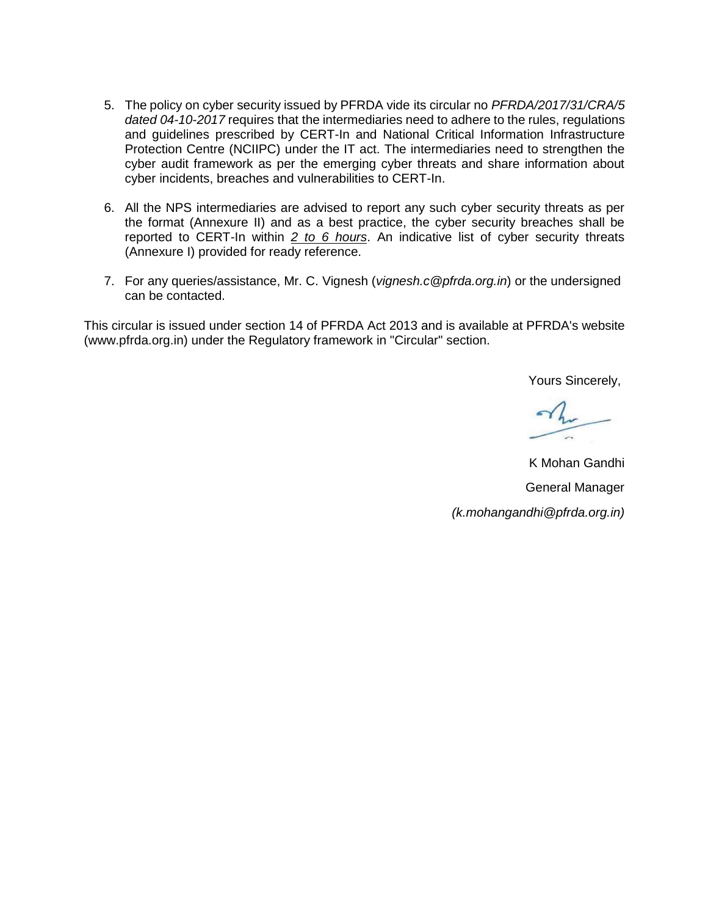5. The policy on cyber security issued by PFRDA vide its circular no *PFRDA/2017/31/CRA/5 dated 04-10-2017* requires that the intermediaries need to adhere to the rules, regulations and guidelines prescribed by CERT-In and National Critical Information Infrastructure Protection Centre (NCIIPC) under the IT act. The intermediaries need to strengthen the cyber audit framework as per the emerging cyber threats and share information about cyber incidents, breaches and vulnerabilities to CERT-In.

6. All the NPS intermediaries are advised to report any such cyber security threats as per the format (Annexure II) and as a best practice, the cyber security breaches shall be reported to CERT-In within ***2 to 6 hours***. An indicative list of cyber security threats (Annexure I) provided for ready reference.

7. For any queries/assistance, Mr. C. Vignesh (*vignesh.c@pfrda.org.in*) or the undersigned can be contacted.

This circular is issued under section 14 of PFRDA Act 2013 and is available at PFRDA's website (www.pfrda.org.in) under the Regulatory framework in "Circular" section.

Yours Sincerely,

K Mohan Gandhi

General Manager

*(k.mohangandhi@pfrda.org.in)*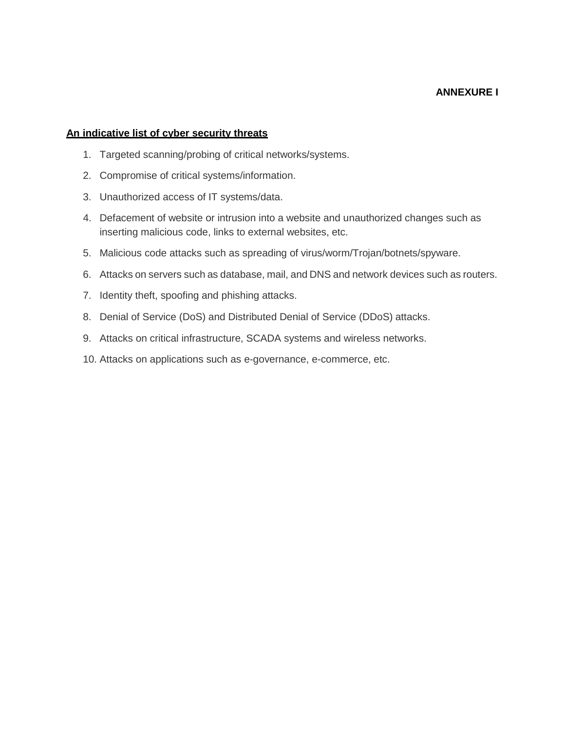**ANNEXURE I**

**An indicative list of cyber security threats**

1. Targeted scanning/probing of critical networks/systems.
2. Compromise of critical systems/information.
3. Unauthorized access of IT systems/data.
4. Defacement of website or intrusion into a website and unauthorized changes such as inserting malicious code, links to external websites, etc.
5. Malicious code attacks such as spreading of virus/worm/Trojan/botnets/spyware.
6. Attacks on servers such as database, mail, and DNS and network devices such as routers.
7. Identity theft, spoofing and phishing attacks.
8. Denial of Service (DoS) and Distributed Denial of Service (DDoS) attacks.
9. Attacks on critical infrastructure, SCADA systems and wireless networks.
10. Attacks on applications such as e-governance, e-commerce, etc.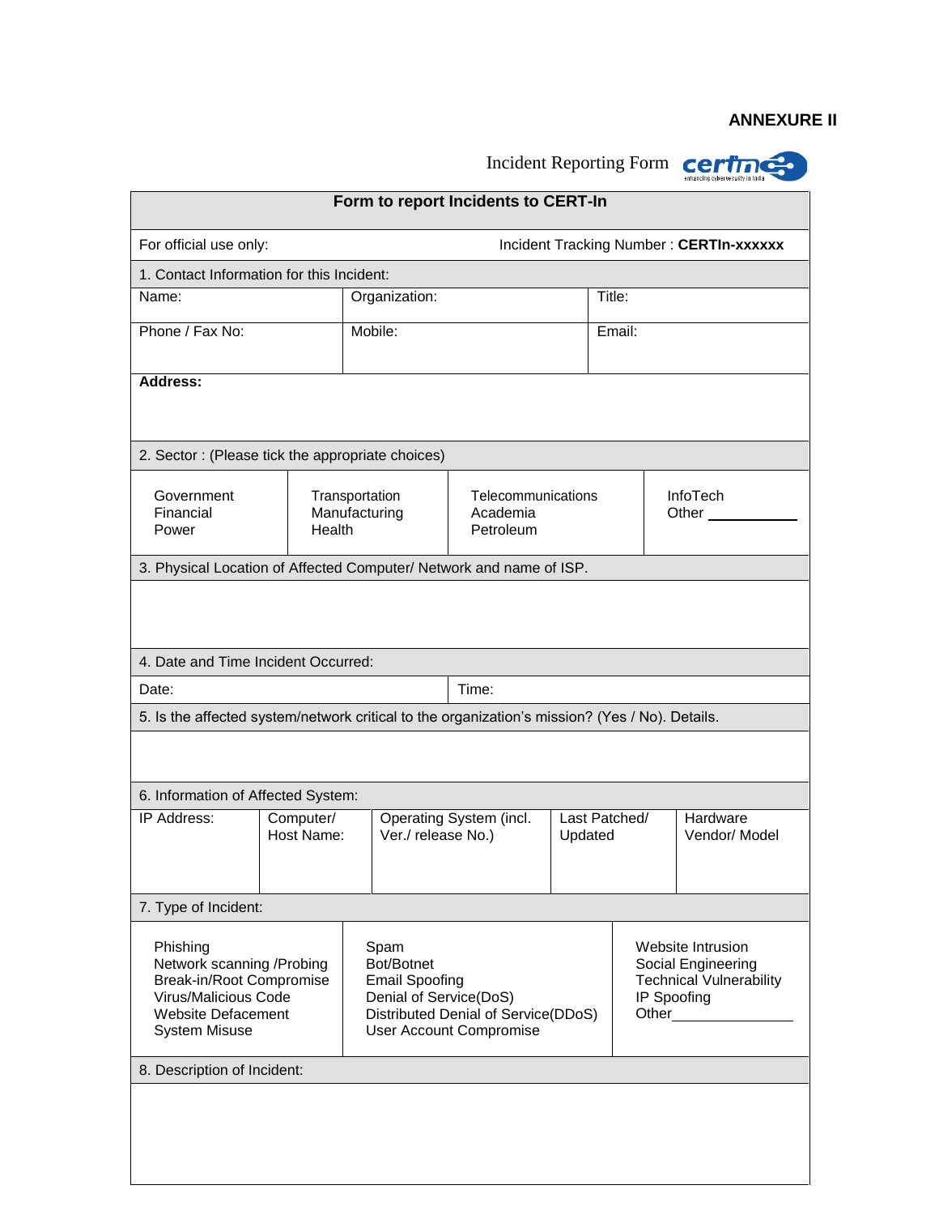**ANNEXURE II**

Incident Reporting Form

| **Form to report Incidents to CERT-In** | | | | |
|---|---|---|---|---|
| For official use only: | | | Incident Tracking Number : **CERTIn-xxxxxx** | |
| 1. Contact Information for this Incident: | | | | |
| Name: | Organization: | | Title: | |
| Phone / Fax No: | Mobile: | | Email: | |
| **Address:** | | | | |
| 2. Sector : (Please tick the appropriate choices) | | | | |
| Government<br>Financial<br>Power | Transportation<br>Manufacturing<br>Health | Telecommunications<br>Academia<br>Petroleum | InfoTech<br>Other ___________ | |
| 3. Physical Location of Affected Computer/ Network and name of ISP. | | | | |
| | | | | |
| 4. Date and Time Incident Occurred: | | | | |
| Date: | | Time: | | |
| 5. Is the affected system/network critical to the organization's mission? (Yes / No). Details. | | | | |
| | | | | |
| 6. Information of Affected System: | | | | |
| IP Address: | Computer/ Host Name: | Operating System (incl. Ver./ release No.) | Last Patched/ Updated | Hardware Vendor/ Model |
| 7. Type of Incident: | | | | |
| Phishing<br>Network scanning /Probing<br>Break-in/Root Compromise<br>Virus/Malicious Code<br>Website Defacement<br>System Misuse | Spam<br>Bot/Botnet<br>Email Spoofing<br>Denial of Service(DoS)<br>Distributed Denial of Service(DDoS)<br>User Account Compromise | Website Intrusion<br>Social Engineering<br>Technical Vulnerability<br>IP Spoofing<br>Other_______________ | | |
| 8. Description of Incident: | | | | |
| | | | | |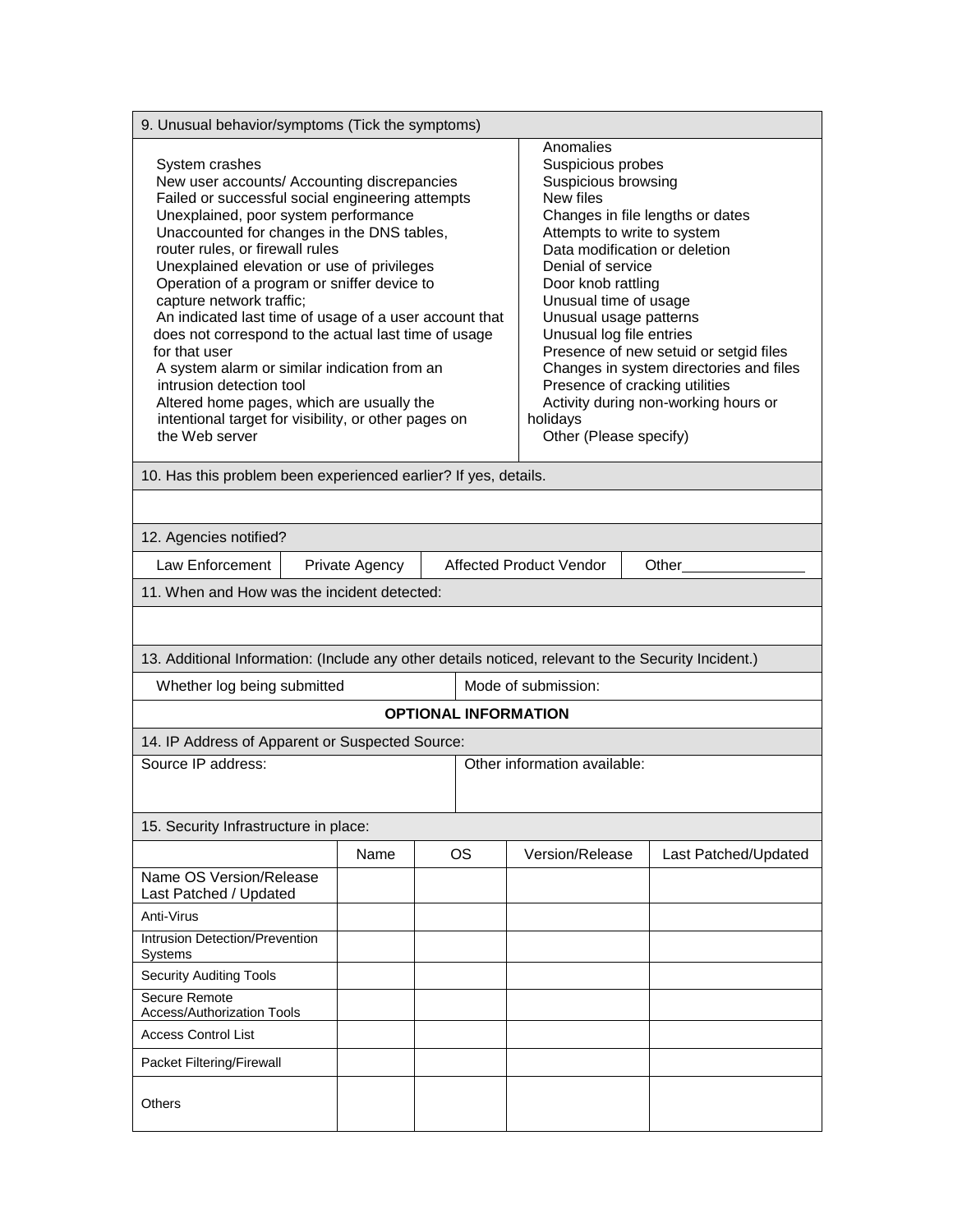| 9. Unusual behavior/symptoms (Tick the symptoms) | |
|---|---|
| System crashes<br>New user accounts/ Accounting discrepancies<br>Failed or successful social engineering attempts<br>Unexplained, poor system performance<br>Unaccounted for changes in the DNS tables, router rules, or firewall rules<br>Unexplained elevation or use of privileges<br>Operation of a program or sniffer device to capture network traffic;<br>An indicated last time of usage of a user account that does not correspond to the actual last time of usage for that user<br>A system alarm or similar indication from an intrusion detection tool<br>Altered home pages, which are usually the intentional target for visibility, or other pages on the Web server | Anomalies<br>Suspicious probes<br>Suspicious browsing<br>New files<br>Changes in file lengths or dates<br>Attempts to write to system<br>Data modification or deletion<br>Denial of service<br>Door knob rattling<br>Unusual time of usage<br>Unusual usage patterns<br>Unusual log file entries<br>Presence of new setuid or setgid files<br>Changes in system directories and files<br>Presence of cracking utilities<br>Activity during non-working hours or holidays<br>Other (Please specify) |

| 10. Has this problem been experienced earlier? If yes, details. |
|---|
| |

| 12. Agencies notified? | | | |
|---|---|---|---|
| Law Enforcement | Private Agency | Affected Product Vendor | Other_______________ |

| 11. When and How was the incident detected: |
|---|
| |

| 13. Additional Information: (Include any other details noticed, relevant to the Security Incident.) | |
|---|---|
| Whether log being submitted | Mode of submission: |

**OPTIONAL INFORMATION**

| 14. IP Address of Apparent or Suspected Source: | |
|---|---|
| Source IP address: | Other information available: |

15. Security Infrastructure in place:

| | Name | OS | Version/Release | Last Patched/Updated |
|---|---|---|---|---|
| Name OS Version/Release Last Patched / Updated | | | | |
| Anti-Virus | | | | |
| Intrusion Detection/Prevention Systems | | | | |
| Security Auditing Tools | | | | |
| Secure Remote Access/Authorization Tools | | | | |
| Access Control List | | | | |
| Packet Filtering/Firewall | | | | |
| Others | | | | |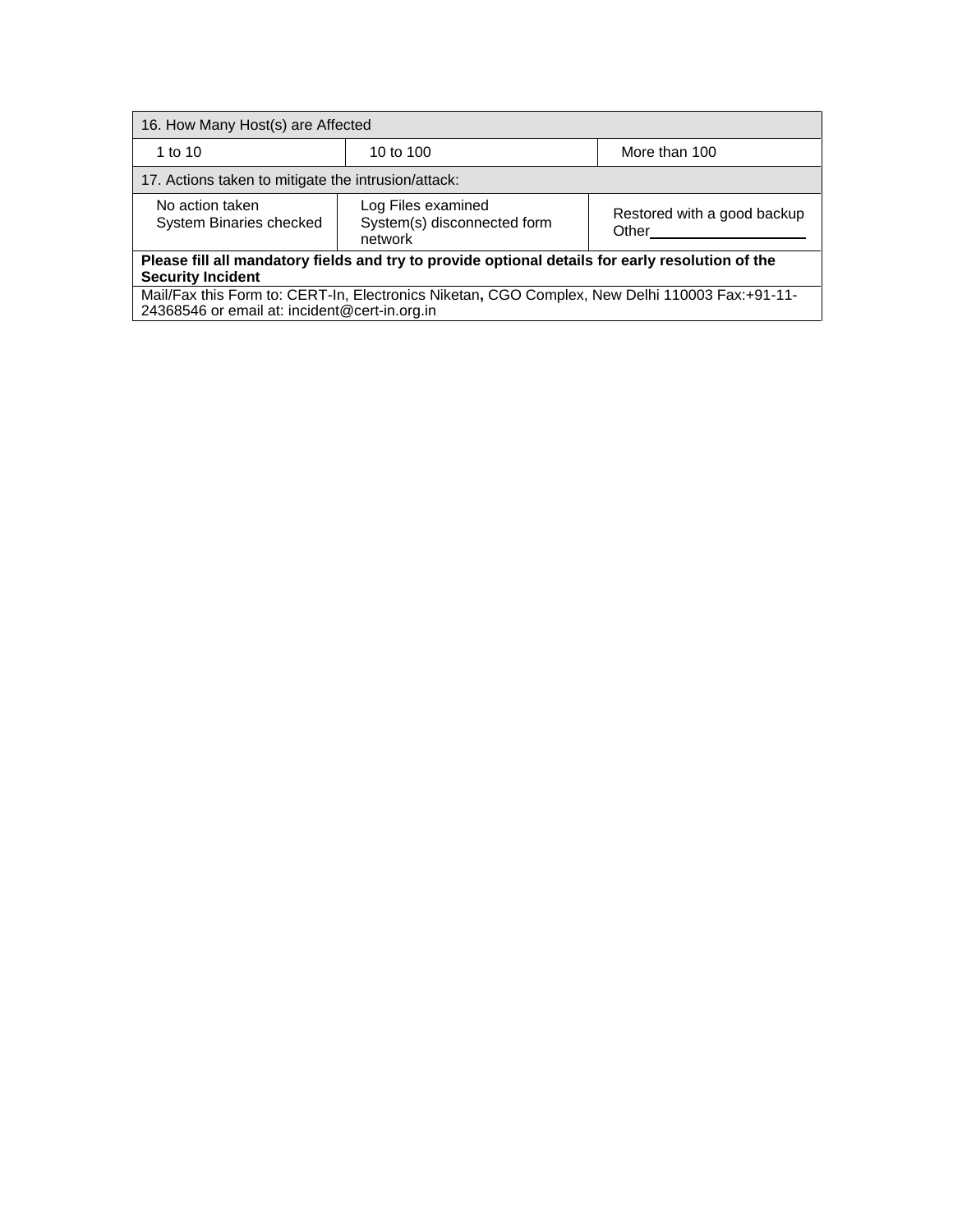| | | |
|---|---|---|
| 16. How Many Host(s) are Affected | | |
| 1 to 10 | 10 to 100 | More than 100 |
| 17. Actions taken to mitigate the intrusion/attack: | | |
| No action taken<br>System Binaries checked | Log Files examined<br>System(s) disconnected form network | Restored with a good backup<br>Other___________________ |
| **Please fill all mandatory fields and try to provide optional details for early resolution of the Security Incident** | | |
| Mail/Fax this Form to: CERT-In, Electronics Niketan**,** CGO Complex, New Delhi 110003 Fax:+91-11-24368546 or email at: incident@cert-in.org.in | | |